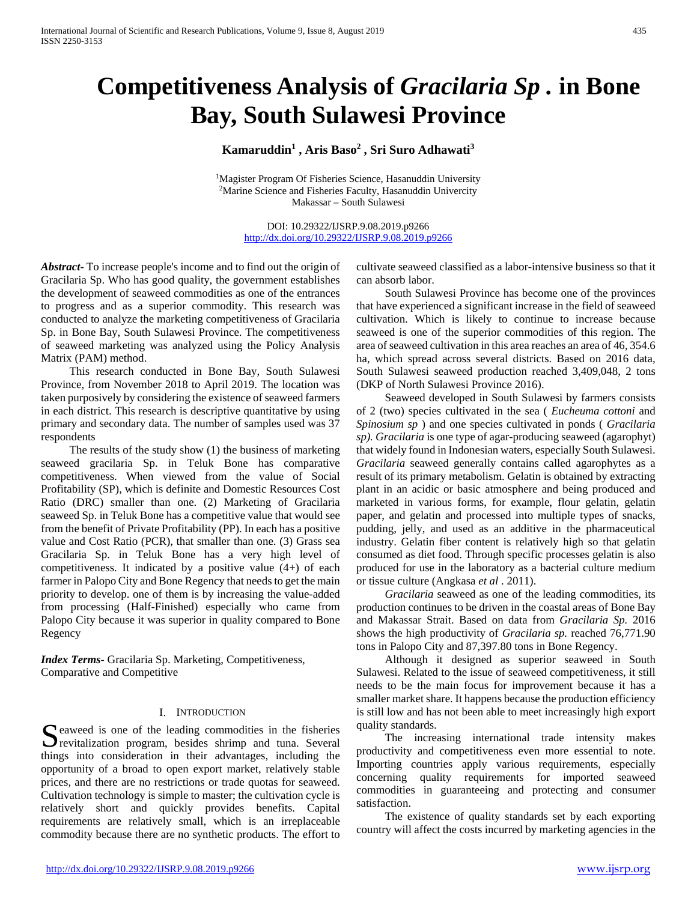# Competitiveness Analysis of *Gracilaria Sp* . in Bone Bay, South Sulawesi Province

**Kamaruddin[1] , Aris Baso[2] , Sri Suro Adhawati[3]**

[1]Magister Program Of Fisheries Science, Hasanuddin University
[2]Marine Science and Fisheries Faculty, Hasanuddin Univercity
Makassar – South Sulawesi

DOI: 10.29322/IJSRP.9.08.2019.p9266
http://dx.doi.org/10.29322/IJSRP.9.08.2019.p9266

***Abstract***- To increase people's income and to find out the origin of Gracilaria Sp. Who has good quality, the government establishes the development of seaweed commodities as one of the entrances to progress and as a superior commodity. This research was conducted to analyze the marketing competitiveness of Gracilaria Sp. in Bone Bay, South Sulawesi Province. The competitiveness of seaweed marketing was analyzed using the Policy Analysis Matrix (PAM) method.

This research conducted in Bone Bay, South Sulawesi Province, from November 2018 to April 2019. The location was taken purposively by considering the existence of seaweed farmers in each district. This research is descriptive quantitative by using primary and secondary data. The number of samples used was 37 respondents

The results of the study show (1) the business of marketing seaweed gracilaria Sp. in Teluk Bone has comparative competitiveness. When viewed from the value of Social Profitability (SP), which is definite and Domestic Resources Cost Ratio (DRC) smaller than one. (2) Marketing of Gracilaria seaweed Sp. in Teluk Bone has a competitive value that would see from the benefit of Private Profitability (PP). In each has a positive value and Cost Ratio (PCR), that smaller than one. (3) Grass sea Gracilaria Sp. in Teluk Bone has a very high level of competitiveness. It indicated by a positive value (4+) of each farmer in Palopo City and Bone Regency that needs to get the main priority to develop. one of them is by increasing the value-added from processing (Half-Finished) especially who came from Palopo City because it was superior in quality compared to Bone Regency

***Index Terms***- Gracilaria Sp. Marketing, Competitiveness, Comparative and Competitive

## I. Introduction

Seaweed is one of the leading commodities in the fisheries revitalization program, besides shrimp and tuna. Several things into consideration in their advantages, including the opportunity of a broad to open export market, relatively stable prices, and there are no restrictions or trade quotas for seaweed. Cultivation technology is simple to master; the cultivation cycle is relatively short and quickly provides benefits. Capital requirements are relatively small, which is an irreplaceable commodity because there are no synthetic products. The effort to cultivate seaweed classified as a labor-intensive business so that it can absorb labor.

South Sulawesi Province has become one of the provinces that have experienced a significant increase in the field of seaweed cultivation. Which is likely to continue to increase because seaweed is one of the superior commodities of this region. The area of seaweed cultivation in this area reaches an area of 46, 354.6 ha, which spread across several districts. Based on 2016 data, South Sulawesi seaweed production reached 3,409,048, 2 tons (DKP of North Sulawesi Province 2016).

Seaweed developed in South Sulawesi by farmers consists of 2 (two) species cultivated in the sea ( *Eucheuma cottoni* and *Spinosium sp* ) and one species cultivated in ponds ( *Gracilaria sp). Gracilaria* is one type of agar-producing seaweed (agarophyt) that widely found in Indonesian waters, especially South Sulawesi. *Gracilaria* seaweed generally contains called agarophytes as a result of its primary metabolism. Gelatin is obtained by extracting plant in an acidic or basic atmosphere and being produced and marketed in various forms, for example, flour gelatin, gelatin paper, and gelatin and processed into multiple types of snacks, pudding, jelly, and used as an additive in the pharmaceutical industry. Gelatin fiber content is relatively high so that gelatin consumed as diet food. Through specific processes gelatin is also produced for use in the laboratory as a bacterial culture medium or tissue culture (Angkasa *et al* . 2011).

*Gracilaria* seaweed as one of the leading commodities, its production continues to be driven in the coastal areas of Bone Bay and Makassar Strait. Based on data from *Gracilaria Sp.* 2016 shows the high productivity of *Gracilaria sp.* reached 76,771.90 tons in Palopo City and 87,397.80 tons in Bone Regency.

Although it designed as superior seaweed in South Sulawesi. Related to the issue of seaweed competitiveness, it still needs to be the main focus for improvement because it has a smaller market share. It happens because the production efficiency is still low and has not been able to meet increasingly high export quality standards.

The increasing international trade intensity makes productivity and competitiveness even more essential to note. Importing countries apply various requirements, especially concerning quality requirements for imported seaweed commodities in guaranteeing and protecting and consumer satisfaction.

The existence of quality standards set by each exporting country will affect the costs incurred by marketing agencies in the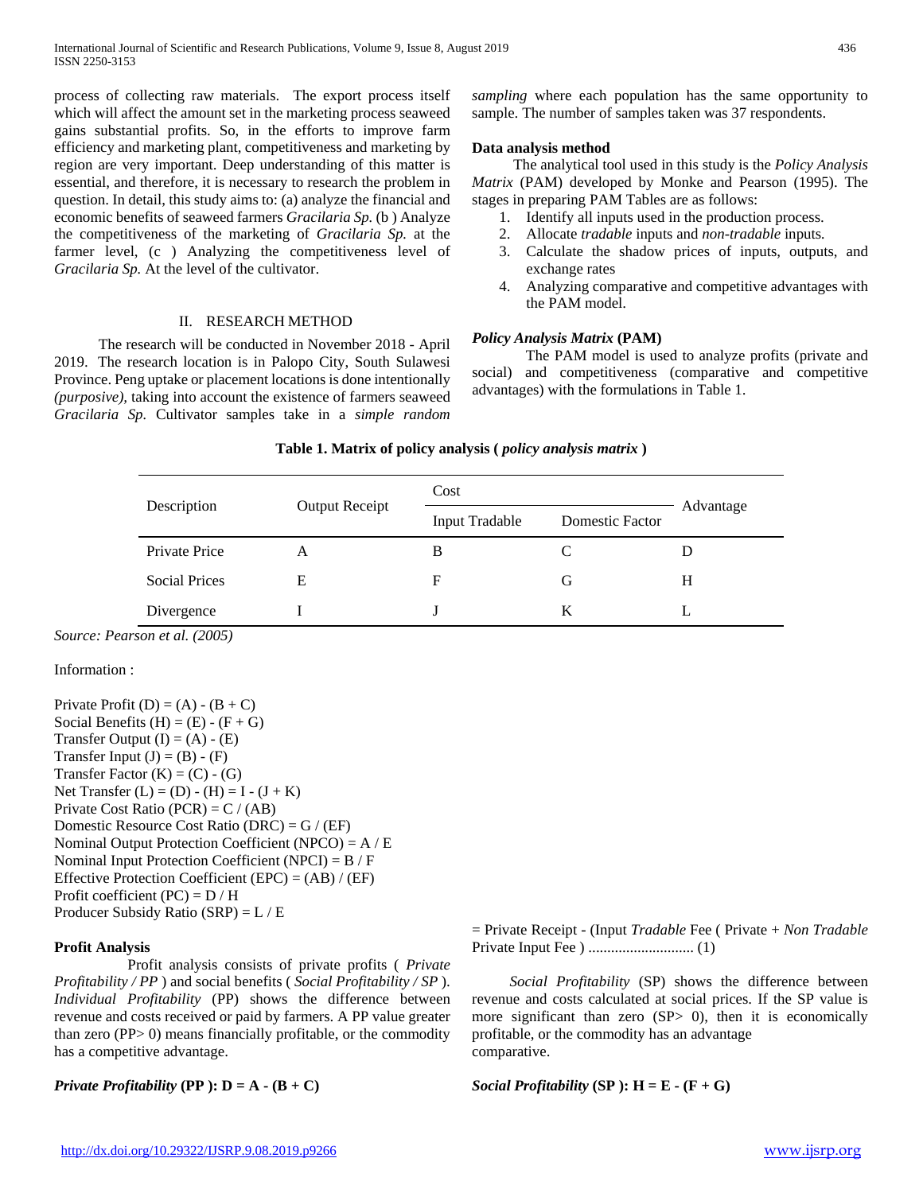process of collecting raw materials. The export process itself which will affect the amount set in the marketing process seaweed gains substantial profits. So, in the efforts to improve farm efficiency and marketing plant, competitiveness and marketing by region are very important. Deep understanding of this matter is essential, and therefore, it is necessary to research the problem in question. In detail, this study aims to: (a) analyze the financial and economic benefits of seaweed farmers *Gracilaria Sp.* (b ) Analyze the competitiveness of the marketing of *Gracilaria Sp.* at the farmer level, (c ) Analyzing the competitiveness level of *Gracilaria Sp.* At the level of the cultivator.

## II. RESEARCH METHOD

The research will be conducted in November 2018 - April 2019. The research location is in Palopo City, South Sulawesi Province. Peng uptake or placement locations is done intentionally *(purposive)*, taking into account the existence of farmers seaweed *Gracilaria Sp*. Cultivator samples take in a *simple random sampling* where each population has the same opportunity to sample. The number of samples taken was 37 respondents.

### Data analysis method

The analytical tool used in this study is the *Policy Analysis Matrix* (PAM) developed by Monke and Pearson (1995). The stages in preparing PAM Tables are as follows:

1. Identify all inputs used in the production process.
2. Allocate *tradable* inputs and *non-tradable* inputs.
3. Calculate the shadow prices of inputs, outputs, and exchange rates
4. Analyzing comparative and competitive advantages with the PAM model.

### *Policy Analysis Matrix* (PAM)

The PAM model is used to analyze profits (private and social) and competitiveness (comparative and competitive advantages) with the formulations in Table 1.

**Table 1. Matrix of policy analysis ( *policy analysis matrix* )**

| Description | Output Receipt | Cost | | Advantage |
|---|---|---|---|---|
| | | Input Tradable | Domestic Factor | |
| Private Price | A | B | C | D |
| Social Prices | E | F | G | H |
| Divergence | I | J | K | L |

*Source: Pearson et al. (2005)*

Information :

Private Profit (D) = (A) - (B + C)
Social Benefits (H) = (E) - (F + G)
Transfer Output (I) = (A) - (E)
Transfer Input (J) = (B) - (F)
Transfer Factor (K) = (C) - (G)
Net Transfer (L) = (D) - (H) = I - (J + K)
Private Cost Ratio (PCR) = C / (AB)
Domestic Resource Cost Ratio (DRC) = G / (EF)
Nominal Output Protection Coefficient (NPCO) = A / E
Nominal Input Protection Coefficient (NPCI) = B / F
Effective Protection Coefficient (EPC) = (AB) / (EF)
Profit coefficient (PC) = D / H
Producer Subsidy Ratio (SRP) = L / E

### Profit Analysis

Profit analysis consists of private profits ( *Private Profitability / PP* ) and social benefits ( *Social Profitability / SP* ). *Individual Profitability* (PP) shows the difference between revenue and costs received or paid by farmers. A PP value greater than zero (PP> 0) means financially profitable, or the commodity has a competitive advantage.

***Private Profitability*** **(PP ): D = A - (B + C)**

= Private Receipt - (Input *Tradable* Fee ( Private + *Non Tradable* Private Input Fee ) ........................... (1)

*Social Profitability* (SP) shows the difference between revenue and costs calculated at social prices. If the SP value is more significant than zero (SP> 0), then it is economically profitable, or the commodity has an advantage comparative.

***Social Profitability*** **(SP ): H = E - (F + G)**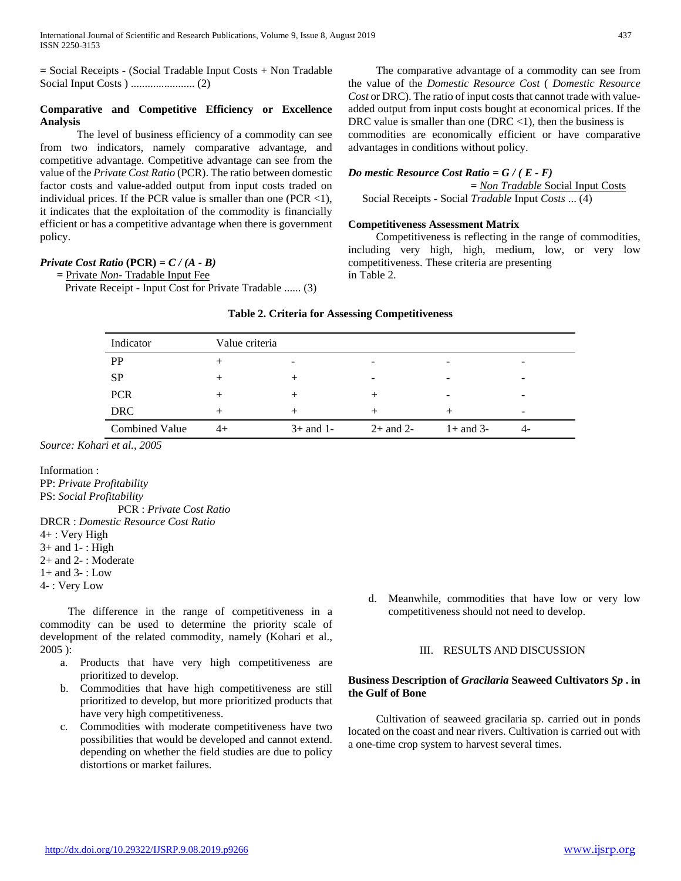= Social Receipts - (Social Tradable Input Costs + Non Tradable Social Input Costs ) ....................... (2)

**Comparative and Competitive Efficiency or Excellence Analysis**

The level of business efficiency of a commodity can see from two indicators, namely comparative advantage, and competitive advantage. Competitive advantage can see from the value of the *Private Cost Ratio* (PCR). The ratio between domestic factor costs and value-added output from input costs traded on individual prices. If the PCR value is smaller than one (PCR <1), it indicates that the exploitation of the commodity is financially efficient or has a competitive advantage when there is government policy.

***Private Cost Ratio* (PCR) = *C / (A - B)***

= Private *Non-* Tradable Input Fee
Private Receipt - Input Cost for Private Tradable ...... (3)

The comparative advantage of a commodity can see from the value of the *Domestic Resource Cost* ( *Domestic Resource Cost* or DRC). The ratio of input costs that cannot trade with value-added output from input costs bought at economical prices. If the DRC value is smaller than one (DRC <1), then the business is commodities are economically efficient or have comparative advantages in conditions without policy.

***Do mestic Resource Cost Ratio = G / ( E - F)***

= *Non Tradable* Social Input Costs
Social Receipts - Social *Tradable* Input *Costs* ... (4)

**Competitiveness Assessment Matrix**

Competitiveness is reflecting in the range of commodities, including very high, high, medium, low, or very low competitiveness. These criteria are presenting in Table 2.

**Table 2. Criteria for Assessing Competitiveness**

| Indicator | Value criteria | | | | |
|---|---|---|---|---|---|
| PP | + | - | - | - | - |
| SP | + | + | - | - | - |
| PCR | + | + | + | - | - |
| DRC | + | + | + | + | - |
| Combined Value | 4+ | 3+ and 1- | 2+ and 2- | 1+ and 3- | 4- |

*Source: Kohari et al., 2005*

Information :
PP: *Private Profitability*
PS: *Social Profitability*
PCR : *Private Cost Ratio*
DRCR : *Domestic Resource Cost Ratio*
4+ : Very High
3+ and 1- : High
2+ and 2- : Moderate
1+ and 3- : Low
4- : Very Low

The difference in the range of competitiveness in a commodity can be used to determine the priority scale of development of the related commodity, namely (Kohari et al., 2005 ):

a. Products that have very high competitiveness are prioritized to develop.
b. Commodities that have high competitiveness are still prioritized to develop, but more prioritized products that have very high competitiveness.
c. Commodities with moderate competitiveness have two possibilities that would be developed and cannot extend. depending on whether the field studies are due to policy distortions or market failures.
d. Meanwhile, commodities that have low or very low competitiveness should not need to develop.

## III. RESULTS AND DISCUSSION

**Business Description of *Gracilaria* Seaweed Cultivators *Sp* . in the Gulf of Bone**

Cultivation of seaweed gracilaria sp. carried out in ponds located on the coast and near rivers. Cultivation is carried out with a one-time crop system to harvest several times.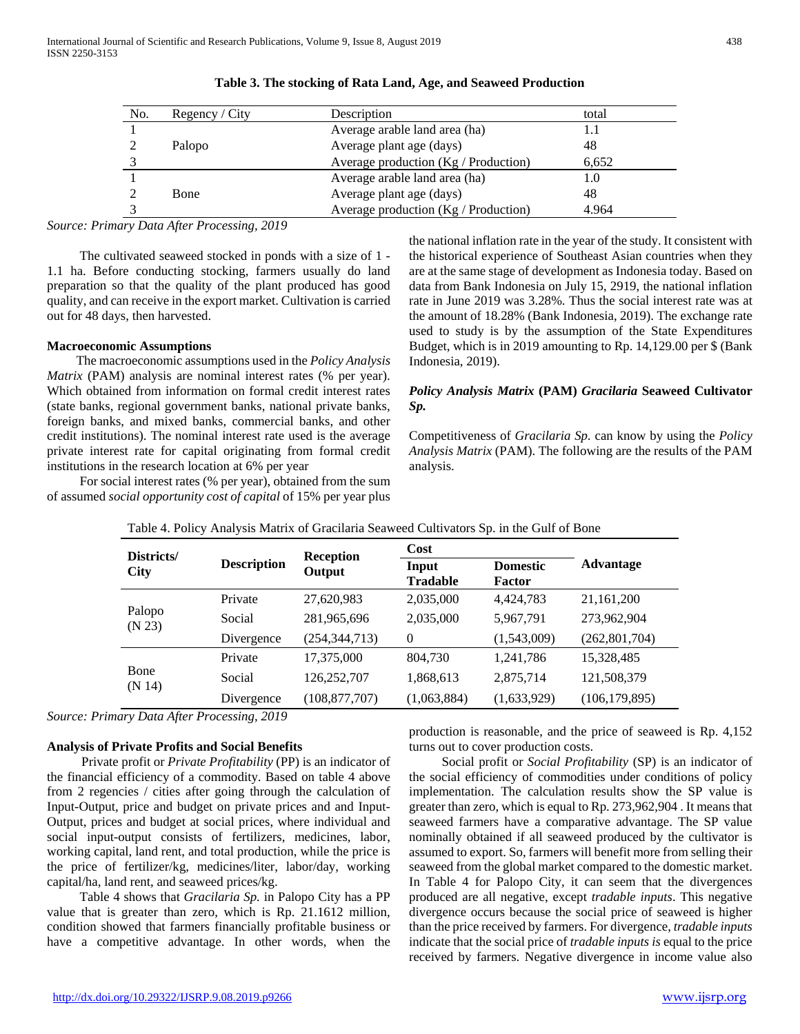**Table 3. The stocking of Rata Land, Age, and Seaweed Production**

| No. | Regency / City | Description | total |
| --- | --- | --- | --- |
| 1 | | Average arable land area (ha) | 1.1 |
| 2 | Palopo | Average plant age (days) | 48 |
| 3 | | Average production (Kg / Production) | 6,652 |
| 1 | | Average arable land area (ha) | 1.0 |
| 2 | Bone | Average plant age (days) | 48 |
| 3 | | Average production (Kg / Production) | 4.964 |

*Source: Primary Data After Processing, 2019*

The cultivated seaweed stocked in ponds with a size of 1 - 1.1 ha. Before conducting stocking, farmers usually do land preparation so that the quality of the plant produced has good quality, and can receive in the export market. Cultivation is carried out for 48 days, then harvested.

**Macroeconomic Assumptions**

The macroeconomic assumptions used in the *Policy Analysis Matrix* (PAM) analysis are nominal interest rates (% per year). Which obtained from information on formal credit interest rates (state banks, regional government banks, national private banks, foreign banks, and mixed banks, commercial banks, and other credit institutions). The nominal interest rate used is the average private interest rate for capital originating from formal credit institutions in the research location at 6% per year

For social interest rates (% per year), obtained from the sum of assumed *social opportunity cost of capital* of 15% per year plus the national inflation rate in the year of the study. It consistent with the historical experience of Southeast Asian countries when they are at the same stage of development as Indonesia today. Based on data from Bank Indonesia on July 15, 2919, the national inflation rate in June 2019 was 3.28%. Thus the social interest rate was at the amount of 18.28% (Bank Indonesia, 2019). The exchange rate used to study is by the assumption of the State Expenditures Budget, which is in 2019 amounting to Rp. 14,129.00 per $ (Bank Indonesia, 2019).

***Policy Analysis Matrix* (PAM) *Gracilaria* Seaweed Cultivator *Sp.***

Competitiveness of *Gracilaria Sp.* can know by using the *Policy Analysis Matrix* (PAM). The following are the results of the PAM analysis.

Table 4. Policy Analysis Matrix of Gracilaria Seaweed Cultivators Sp. in the Gulf of Bone

| Districts/ City | Description | Reception Output | Cost | | Advantage |
| --- | --- | --- | --- | --- | --- |
| | | | Input Tradable | Domestic Factor | |
| Palopo (N 23) | Private | 27,620,983 | 2,035,000 | 4,424,783 | 21,161,200 |
| | Social | 281,965,696 | 2,035,000 | 5,967,791 | 273,962,904 |
| | Divergence | (254,344,713) | 0 | (1,543,009) | (262,801,704) |
| Bone (N 14) | Private | 17,375,000 | 804,730 | 1,241,786 | 15,328,485 |
| | Social | 126,252,707 | 1,868,613 | 2,875,714 | 121,508,379 |
| | Divergence | (108,877,707) | (1,063,884) | (1,633,929) | (106,179,895) |

*Source: Primary Data After Processing, 2019*

**Analysis of Private Profits and Social Benefits**

Private profit or *Private Profitability* (PP) is an indicator of the financial efficiency of a commodity. Based on table 4 above from 2 regencies / cities after going through the calculation of Input-Output, price and budget on private prices and and Input-Output, prices and budget at social prices, where individual and social input-output consists of fertilizers, medicines, labor, working capital, land rent, and total production, while the price is the price of fertilizer/kg, medicines/liter, labor/day, working capital/ha, land rent, and seaweed prices/kg.

Table 4 shows that *Gracilaria Sp.* in Palopo City has a PP value that is greater than zero, which is Rp. 21.1612 million, condition showed that farmers financially profitable business or have a competitive advantage. In other words, when the production is reasonable, and the price of seaweed is Rp. 4,152 turns out to cover production costs.

Social profit or *Social Profitability* (SP) is an indicator of the social efficiency of commodities under conditions of policy implementation. The calculation results show the SP value is greater than zero, which is equal to Rp. 273,962,904 . It means that seaweed farmers have a comparative advantage. The SP value nominally obtained if all seaweed produced by the cultivator is assumed to export. So, farmers will benefit more from selling their seaweed from the global market compared to the domestic market. In Table 4 for Palopo City, it can seem that the divergences produced are all negative, except *tradable inputs*. This negative divergence occurs because the social price of seaweed is higher than the price received by farmers. For divergence, *tradable inputs* indicate that the social price of *tradable inputs is* equal to the price received by farmers. Negative divergence in income value also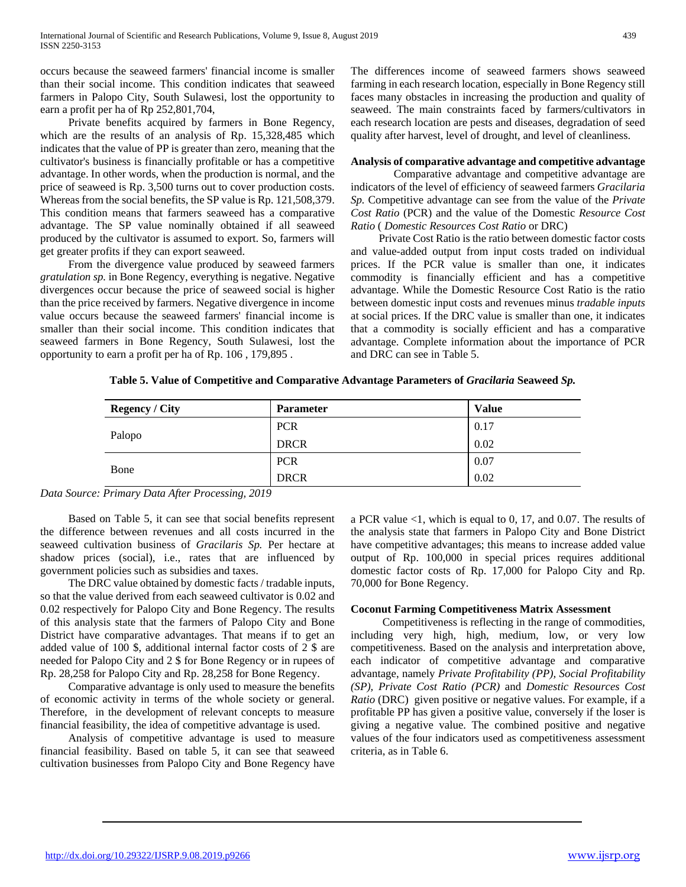occurs because the seaweed farmers' financial income is smaller than their social income. This condition indicates that seaweed farmers in Palopo City, South Sulawesi, lost the opportunity to earn a profit per ha of Rp 252,801,704,

Private benefits acquired by farmers in Bone Regency, which are the results of an analysis of Rp. 15,328,485 which indicates that the value of PP is greater than zero, meaning that the cultivator's business is financially profitable or has a competitive advantage. In other words, when the production is normal, and the price of seaweed is Rp. 3,500 turns out to cover production costs. Whereas from the social benefits, the SP value is Rp. 121,508,379. This condition means that farmers seaweed has a comparative advantage. The SP value nominally obtained if all seaweed produced by the cultivator is assumed to export. So, farmers will get greater profits if they can export seaweed.

From the divergence value produced by seaweed farmers *gratulation sp.* in Bone Regency, everything is negative. Negative divergences occur because the price of seaweed social is higher than the price received by farmers. Negative divergence in income value occurs because the seaweed farmers' financial income is smaller than their social income. This condition indicates that seaweed farmers in Bone Regency, South Sulawesi, lost the opportunity to earn a profit per ha of Rp. 106 , 179,895 .

The differences income of seaweed farmers shows seaweed farming in each research location, especially in Bone Regency still faces many obstacles in increasing the production and quality of seaweed. The main constraints faced by farmers/cultivators in each research location are pests and diseases, degradation of seed quality after harvest, level of drought, and level of cleanliness.

**Analysis of comparative advantage and competitive advantage**

Comparative advantage and competitive advantage are indicators of the level of efficiency of seaweed farmers *Gracilaria Sp.* Competitive advantage can see from the value of the *Private Cost Ratio* (PCR) and the value of the Domestic *Resource Cost Ratio* ( *Domestic Resources Cost Ratio* or DRC)

Private Cost Ratio is the ratio between domestic factor costs and value-added output from input costs traded on individual prices. If the PCR value is smaller than one, it indicates commodity is financially efficient and has a competitive advantage. While the Domestic Resource Cost Ratio is the ratio between domestic input costs and revenues minus *tradable inputs* at social prices. If the DRC value is smaller than one, it indicates that a commodity is socially efficient and has a comparative advantage. Complete information about the importance of PCR and DRC can see in Table 5.

**Table 5. Value of Competitive and Comparative Advantage Parameters of *Gracilaria* Seaweed *Sp.***

| Regency / City | Parameter | Value |
|---|---|---|
| Palopo | PCR | 0.17 |
| | DRCR | 0.02 |
| Bone | PCR | 0.07 |
| | DRCR | 0.02 |

*Data Source: Primary Data After Processing, 2019*

Based on Table 5, it can see that social benefits represent the difference between revenues and all costs incurred in the seaweed cultivation business of *Gracilaris Sp.* Per hectare at shadow prices (social), i.e., rates that are influenced by government policies such as subsidies and taxes.

The DRC value obtained by domestic facts / tradable inputs, so that the value derived from each seaweed cultivator is 0.02 and 0.02 respectively for Palopo City and Bone Regency. The results of this analysis state that the farmers of Palopo City and Bone District have comparative advantages. That means if to get an added value of 100 $, additional internal factor costs of 2 $ are needed for Palopo City and 2 $ for Bone Regency or in rupees of Rp. 28,258 for Palopo City and Rp. 28,258 for Bone Regency.

Comparative advantage is only used to measure the benefits of economic activity in terms of the whole society or general. Therefore, in the development of relevant concepts to measure financial feasibility, the idea of competitive advantage is used.

Analysis of competitive advantage is used to measure financial feasibility. Based on table 5, it can see that seaweed cultivation businesses from Palopo City and Bone Regency have a PCR value <1, which is equal to 0, 17, and 0.07. The results of the analysis state that farmers in Palopo City and Bone District have competitive advantages; this means to increase added value output of Rp. 100,000 in special prices requires additional domestic factor costs of Rp. 17,000 for Palopo City and Rp. 70,000 for Bone Regency.

**Coconut Farming Competitiveness Matrix Assessment**

Competitiveness is reflecting in the range of commodities, including very high, high, medium, low, or very low competitiveness. Based on the analysis and interpretation above, each indicator of competitive advantage and comparative advantage, namely *Private Profitability (PP), Social Profitability (SP), Private Cost Ratio (PCR)* and *Domestic Resources Cost Ratio* (DRC) given positive or negative values. For example, if a profitable PP has given a positive value, conversely if the loser is giving a negative value. The combined positive and negative values of the four indicators used as competitiveness assessment criteria, as in Table 6.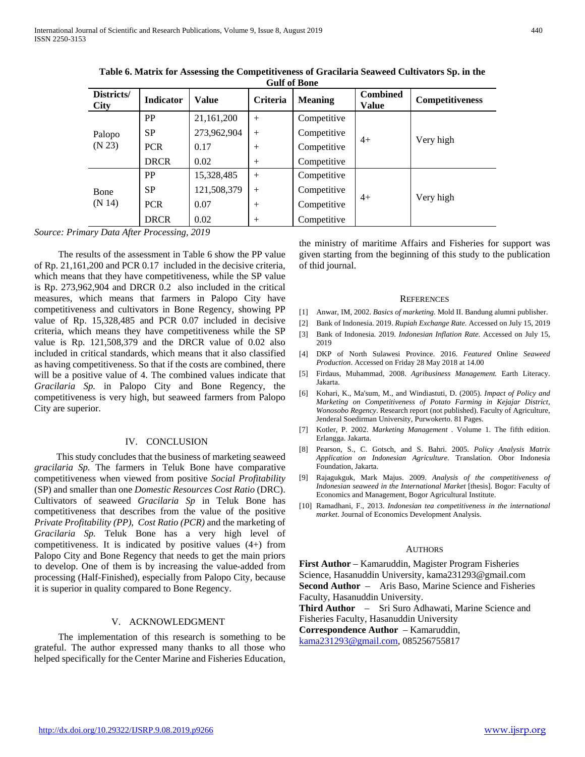**Table 6. Matrix for Assessing the Competitiveness of Gracilaria Seaweed Cultivators Sp. in the Gulf of Bone**

| Districts/ City | Indicator | Value | Criteria | Meaning | Combined Value | Competitiveness |
|---|---|---|---|---|---|---|
| Palopo (N 23) | PP | 21,161,200 | + | Competitive | 4+ | Very high |
| | SP | 273,962,904 | + | Competitive | | |
| | PCR | 0.17 | + | Competitive | | |
| | DRCR | 0.02 | + | Competitive | | |
| Bone (N 14) | PP | 15,328,485 | + | Competitive | 4+ | Very high |
| | SP | 121,508,379 | + | Competitive | | |
| | PCR | 0.07 | + | Competitive | | |
| | DRCR | 0.02 | + | Competitive | | |

*Source: Primary Data After Processing, 2019*

The results of the assessment in Table 6 show the PP value of Rp. 21,161,200 and PCR 0.17 included in the decisive criteria, which means that they have competitiveness, while the SP value is Rp. 273,962,904 and DRCR 0.2 also included in the critical measures, which means that farmers in Palopo City have competitiveness and cultivators in Bone Regency, showing PP value of Rp. 15,328,485 and PCR 0.07 included in decisive criteria, which means they have competitiveness while the SP value is Rp. 121,508,379 and the DRCR value of 0.02 also included in critical standards, which means that it also classified as having competitiveness. So that if the costs are combined, there will be a positive value of 4. The combined values indicate that *Gracilaria Sp.* in Palopo City and Bone Regency, the competitiveness is very high, but seaweed farmers from Palopo City are superior.

## IV. CONCLUSION

This study concludes that the business of marketing seaweed *gracilaria Sp.* The farmers in Teluk Bone have comparative competitiveness when viewed from positive *Social Profitability* (SP) and smaller than one *Domestic Resources Cost Ratio* (DRC). Cultivators of seaweed *Gracilaria Sp* in Teluk Bone has competitiveness that describes from the value of the positive *Private Profitability (PP)*, *Cost Ratio (PCR)* and the marketing of *Gracilaria Sp.* Teluk Bone has a very high level of competitiveness. It is indicated by positive values (4+) from Palopo City and Bone Regency that needs to get the main priors to develop. One of them is by increasing the value-added from processing (Half-Finished), especially from Palopo City, because it is superior in quality compared to Bone Regency.

## V. ACKNOWLEDGMENT

The implementation of this research is something to be grateful. The author expressed many thanks to all those who helped specifically for the Center Marine and Fisheries Education, the ministry of maritime Affairs and Fisheries for support was given starting from the beginning of this study to the publication of thid journal.

## REFERENCES

[1] Anwar, IM, 2002. *Basics of marketing.* Mold II. Bandung alumni publisher.

[2] Bank of Indonesia. 2019. *Rupiah Exchange Rate.* Accessed on July 15, 2019

[3] Bank of Indonesia. 2019. *Indonesian Inflation Rate.* Accessed on July 15, 2019

[4] DKP of North Sulawesi Province. 2016. *Featured* Online *Seaweed Production*. Accessed on Friday 28 May 2018 at 14.00

[5] Firdaus, Muhammad, 2008. *Agribusiness Management.* Earth Literacy. Jakarta.

[6] Kohari, K., Ma'sum, M., and Windiastuti, D. (2005). *Impact of Policy and Marketing on Competitiveness of Potato Farming in Kejajar District, Wonosobo Regency*. Research report (not published). Faculty of Agriculture, Jenderal Soedirman University, Purwokerto. 81 Pages.

[7] Kotler, P. 2002. *Marketing Management* . Volume 1. The fifth edition. Erlangga. Jakarta.

[8] Pearson, S., C. Gotsch, and S. Bahri. 2005. *Policy Analysis Matrix Application on Indonesian Agriculture.* Translation. Obor Indonesia Foundation, Jakarta.

[9] Rajagukguk, Mark Majus. 2009. *Analysis of the competitiveness of Indonesian seaweed in the International Market* [thesis]. Bogor: Faculty of Economics and Management, Bogor Agricultural Institute.

[10] Ramadhani, F., 2013. *Indonesian tea competitiveness in the international market*. Journal of Economics Development Analysis.

## AUTHORS

**First Author** – Kamaruddin, Magister Program Fisheries Science, Hasanuddin University, kama231293@gmail.com

**Second Author** – Aris Baso, Marine Science and Fisheries Faculty, Hasanuddin University.

**Third Author** – Sri Suro Adhawati, Marine Science and Fisheries Faculty, Hasanuddin University

**Correspondence Author** – Kamaruddin, kama231293@gmail.com, 085256755817